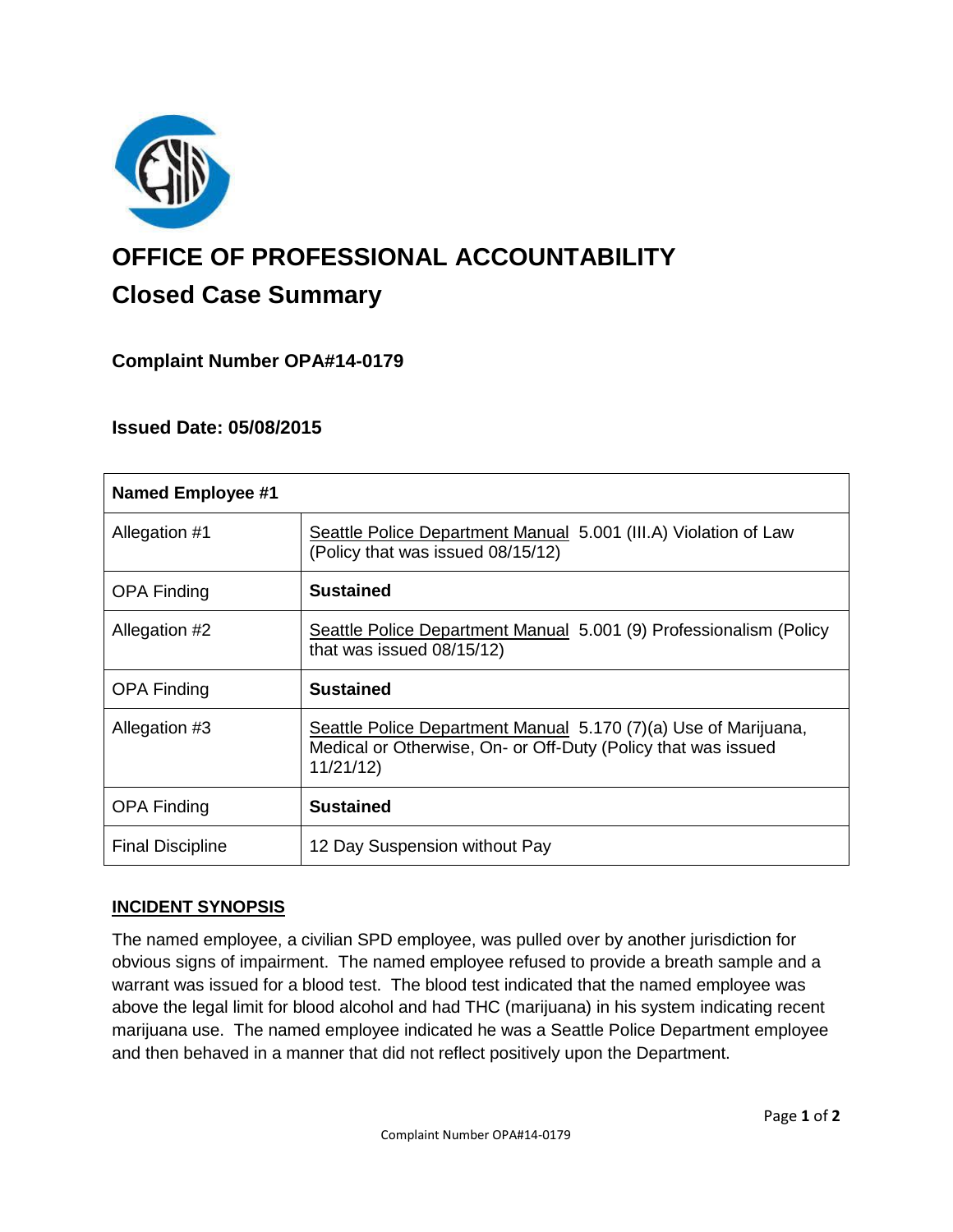# OFFICE OF PROFESSIONAL ACCOUNTABILITY

## Closed Case Summary

### Complaint Number OPA#14-0179

### Issued Date: 05/08/2015

| **Named Employee #1** | |
|---|---|
| Allegation #1 | Seattle Police Department Manual 5.001 (III.A) Violation of Law (Policy that was issued 08/15/12) |
| OPA Finding | **Sustained** |
| Allegation #2 | Seattle Police Department Manual 5.001 (9) Professionalism (Policy that was issued 08/15/12) |
| OPA Finding | **Sustained** |
| Allegation #3 | Seattle Police Department Manual 5.170 (7)(a) Use of Marijuana, Medical or Otherwise, On- or Off-Duty (Policy that was issued 11/21/12) |
| OPA Finding | **Sustained** |
| Final Discipline | 12 Day Suspension without Pay |

## INCIDENT SYNOPSIS

The named employee, a civilian SPD employee, was pulled over by another jurisdiction for obvious signs of impairment. The named employee refused to provide a breath sample and a warrant was issued for a blood test. The blood test indicated that the named employee was above the legal limit for blood alcohol and had THC (marijuana) in his system indicating recent marijuana use. The named employee indicated he was a Seattle Police Department employee and then behaved in a manner that did not reflect positively upon the Department.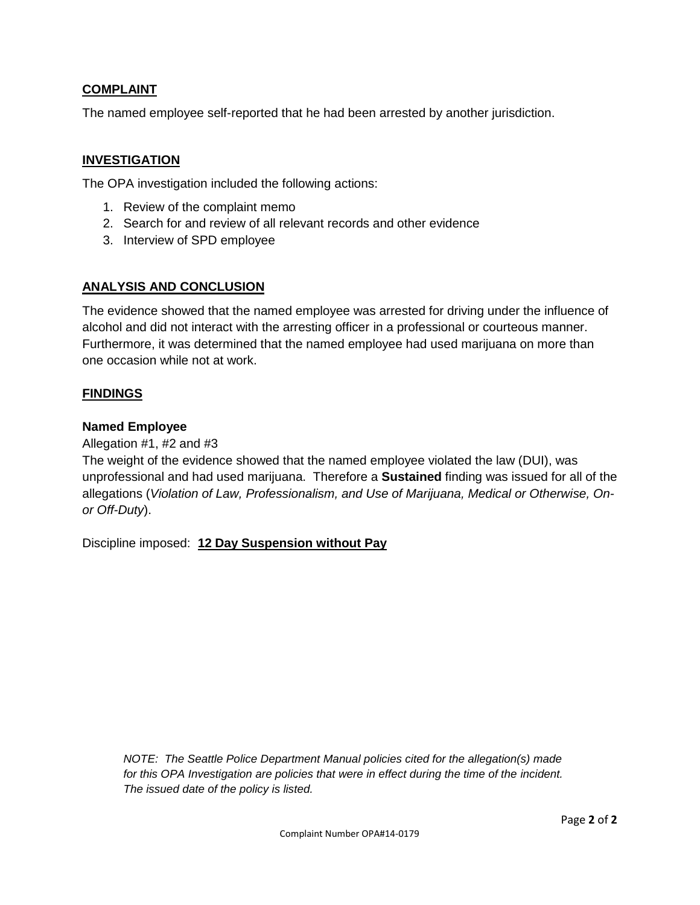## COMPLAINT

The named employee self-reported that he had been arrested by another jurisdiction.

## INVESTIGATION

The OPA investigation included the following actions:

1. Review of the complaint memo
2. Search for and review of all relevant records and other evidence
3. Interview of SPD employee

## ANALYSIS AND CONCLUSION

The evidence showed that the named employee was arrested for driving under the influence of alcohol and did not interact with the arresting officer in a professional or courteous manner. Furthermore, it was determined that the named employee had used marijuana on more than one occasion while not at work.

## FINDINGS

### Named Employee

Allegation #1, #2 and #3

The weight of the evidence showed that the named employee violated the law (DUI), was unprofessional and had used marijuana. Therefore a **Sustained** finding was issued for all of the allegations (*Violation of Law, Professionalism, and Use of Marijuana, Medical or Otherwise, On- or Off-Duty*).

Discipline imposed: **12 Day Suspension without Pay**

*NOTE: The Seattle Police Department Manual policies cited for the allegation(s) made for this OPA Investigation are policies that were in effect during the time of the incident. The issued date of the policy is listed.*

Complaint Number OPA#14-0179